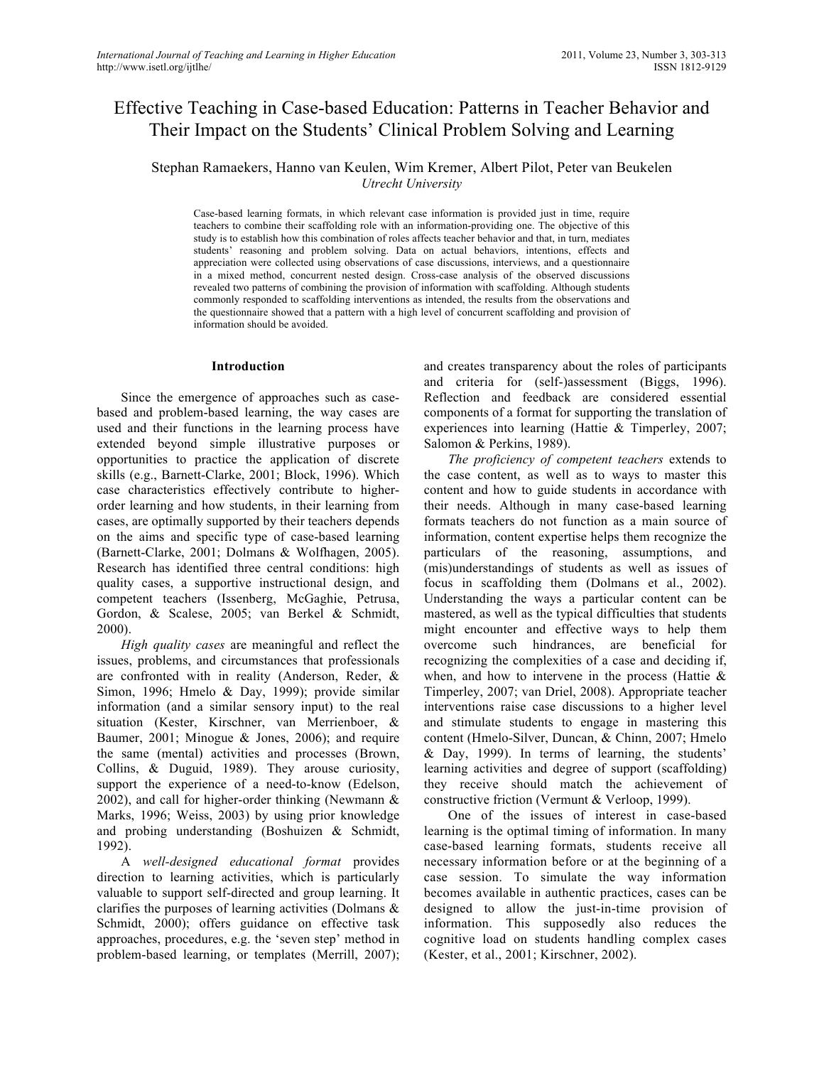# Effective Teaching in Case-based Education: Patterns in Teacher Behavior and Their Impact on the Students' Clinical Problem Solving and Learning

Stephan Ramaekers, Hanno van Keulen, Wim Kremer, Albert Pilot, Peter van Beukelen
*Utrecht University*

Case-based learning formats, in which relevant case information is provided just in time, require teachers to combine their scaffolding role with an information-providing one. The objective of this study is to establish how this combination of roles affects teacher behavior and that, in turn, mediates students' reasoning and problem solving. Data on actual behaviors, intentions, effects and appreciation were collected using observations of case discussions, interviews, and a questionnaire in a mixed method, concurrent nested design. Cross-case analysis of the observed discussions revealed two patterns of combining the provision of information with scaffolding. Although students commonly responded to scaffolding interventions as intended, the results from the observations and the questionnaire showed that a pattern with a high level of concurrent scaffolding and provision of information should be avoided.

## Introduction

Since the emergence of approaches such as case-based and problem-based learning, the way cases are used and their functions in the learning process have extended beyond simple illustrative purposes or opportunities to practice the application of discrete skills (e.g., Barnett-Clarke, 2001; Block, 1996). Which case characteristics effectively contribute to higher-order learning and how students, in their learning from cases, are optimally supported by their teachers depends on the aims and specific type of case-based learning (Barnett-Clarke, 2001; Dolmans & Wolfhagen, 2005). Research has identified three central conditions: high quality cases, a supportive instructional design, and competent teachers (Issenberg, McGaghie, Petrusa, Gordon, & Scalese, 2005; van Berkel & Schmidt, 2000).

*High quality cases* are meaningful and reflect the issues, problems, and circumstances that professionals are confronted with in reality (Anderson, Reder, & Simon, 1996; Hmelo & Day, 1999); provide similar information (and a similar sensory input) to the real situation (Kester, Kirschner, van Merrienboer, & Baumer, 2001; Minogue & Jones, 2006); and require the same (mental) activities and processes (Brown, Collins, & Duguid, 1989). They arouse curiosity, support the experience of a need-to-know (Edelson, 2002), and call for higher-order thinking (Newmann & Marks, 1996; Weiss, 2003) by using prior knowledge and probing understanding (Boshuizen & Schmidt, 1992).

A *well-designed educational format* provides direction to learning activities, which is particularly valuable to support self-directed and group learning. It clarifies the purposes of learning activities (Dolmans & Schmidt, 2000); offers guidance on effective task approaches, procedures, e.g. the 'seven step' method in problem-based learning, or templates (Merrill, 2007); and creates transparency about the roles of participants and criteria for (self-)assessment (Biggs, 1996). Reflection and feedback are considered essential components of a format for supporting the translation of experiences into learning (Hattie & Timperley, 2007; Salomon & Perkins, 1989).

*The proficiency of competent teachers* extends to the case content, as well as to ways to master this content and how to guide students in accordance with their needs. Although in many case-based learning formats teachers do not function as a main source of information, content expertise helps them recognize the particulars of the reasoning, assumptions, and (mis)understandings of students as well as issues of focus in scaffolding them (Dolmans et al., 2002). Understanding the ways a particular content can be mastered, as well as the typical difficulties that students might encounter and effective ways to help them overcome such hindrances, are beneficial for recognizing the complexities of a case and deciding if, when, and how to intervene in the process (Hattie & Timperley, 2007; van Driel, 2008). Appropriate teacher interventions raise case discussions to a higher level and stimulate students to engage in mastering this content (Hmelo-Silver, Duncan, & Chinn, 2007; Hmelo & Day, 1999). In terms of learning, the students' learning activities and degree of support (scaffolding) they receive should match the achievement of constructive friction (Vermunt & Verloop, 1999).

One of the issues of interest in case-based learning is the optimal timing of information. In many case-based learning formats, students receive all necessary information before or at the beginning of a case session. To simulate the way information becomes available in authentic practices, cases can be designed to allow the just-in-time provision of information. This supposedly also reduces the cognitive load on students handling complex cases (Kester, et al., 2001; Kirschner, 2002).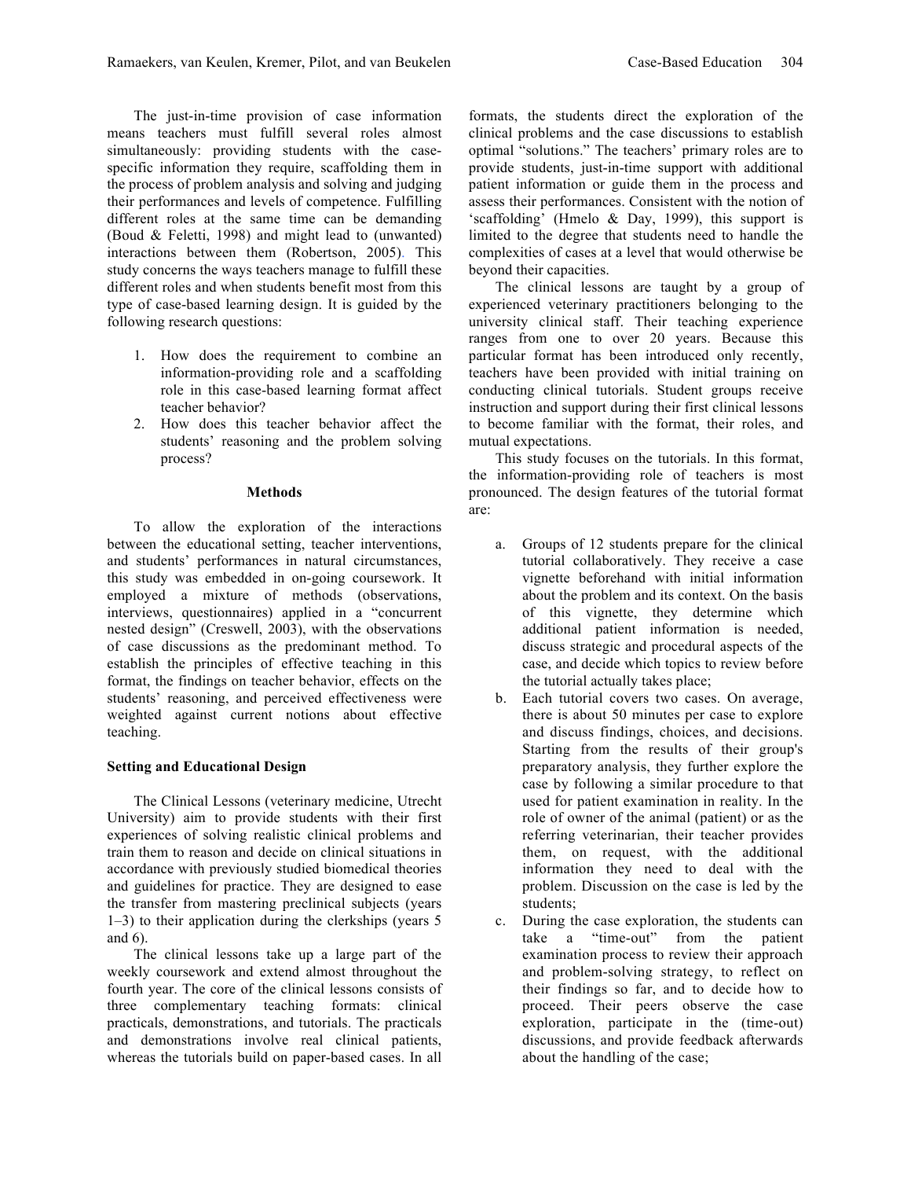The just-in-time provision of case information means teachers must fulfill several roles almost simultaneously: providing students with the case-specific information they require, scaffolding them in the process of problem analysis and solving and judging their performances and levels of competence. Fulfilling different roles at the same time can be demanding (Boud & Feletti, 1998) and might lead to (unwanted) interactions between them (Robertson, 2005). This study concerns the ways teachers manage to fulfill these different roles and when students benefit most from this type of case-based learning design. It is guided by the following research questions:

1. How does the requirement to combine an information-providing role and a scaffolding role in this case-based learning format affect teacher behavior?
2. How does this teacher behavior affect the students' reasoning and the problem solving process?

## Methods

To allow the exploration of the interactions between the educational setting, teacher interventions, and students' performances in natural circumstances, this study was embedded in on-going coursework. It employed a mixture of methods (observations, interviews, questionnaires) applied in a "concurrent nested design" (Creswell, 2003), with the observations of case discussions as the predominant method. To establish the principles of effective teaching in this format, the findings on teacher behavior, effects on the students' reasoning, and perceived effectiveness were weighted against current notions about effective teaching.

### Setting and Educational Design

The Clinical Lessons (veterinary medicine, Utrecht University) aim to provide students with their first experiences of solving realistic clinical problems and train them to reason and decide on clinical situations in accordance with previously studied biomedical theories and guidelines for practice. They are designed to ease the transfer from mastering preclinical subjects (years 1–3) to their application during the clerkships (years 5 and 6).

The clinical lessons take up a large part of the weekly coursework and extend almost throughout the fourth year. The core of the clinical lessons consists of three complementary teaching formats: clinical practicals, demonstrations, and tutorials. The practicals and demonstrations involve real clinical patients, whereas the tutorials build on paper-based cases. In all formats, the students direct the exploration of the clinical problems and the case discussions to establish optimal "solutions." The teachers' primary roles are to provide students, just-in-time support with additional patient information or guide them in the process and assess their performances. Consistent with the notion of 'scaffolding' (Hmelo & Day, 1999), this support is limited to the degree that students need to handle the complexities of cases at a level that would otherwise be beyond their capacities.

The clinical lessons are taught by a group of experienced veterinary practitioners belonging to the university clinical staff. Their teaching experience ranges from one to over 20 years. Because this particular format has been introduced only recently, teachers have been provided with initial training on conducting clinical tutorials. Student groups receive instruction and support during their first clinical lessons to become familiar with the format, their roles, and mutual expectations.

This study focuses on the tutorials. In this format, the information-providing role of teachers is most pronounced. The design features of the tutorial format are:

a. Groups of 12 students prepare for the clinical tutorial collaboratively. They receive a case vignette beforehand with initial information about the problem and its context. On the basis of this vignette, they determine which additional patient information is needed, discuss strategic and procedural aspects of the case, and decide which topics to review before the tutorial actually takes place;
b. Each tutorial covers two cases. On average, there is about 50 minutes per case to explore and discuss findings, choices, and decisions. Starting from the results of their group's preparatory analysis, they further explore the case by following a similar procedure to that used for patient examination in reality. In the role of owner of the animal (patient) or as the referring veterinarian, their teacher provides them, on request, with the additional information they need to deal with the problem. Discussion on the case is led by the students;
c. During the case exploration, the students can take a "time-out" from the patient examination process to review their approach and problem-solving strategy, to reflect on their findings so far, and to decide how to proceed. Their peers observe the case exploration, participate in the (time-out) discussions, and provide feedback afterwards about the handling of the case;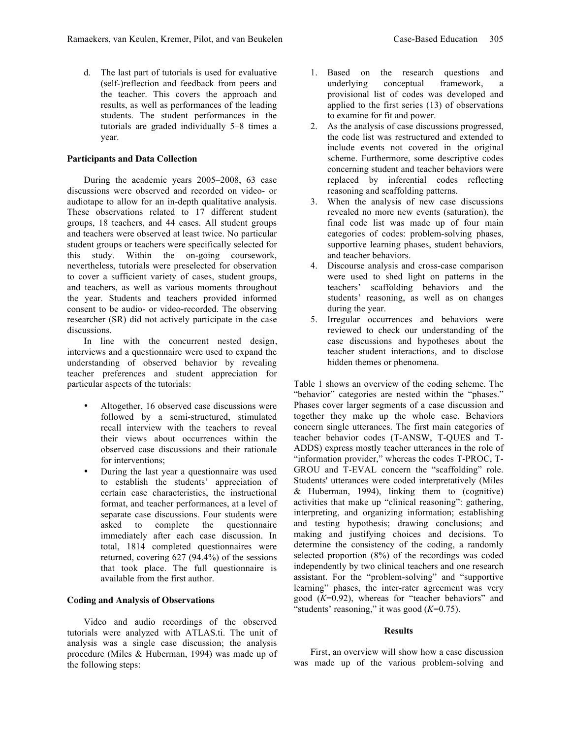d. The last part of tutorials is used for evaluative (self-)reflection and feedback from peers and the teacher. This covers the approach and results, as well as performances of the leading students. The student performances in the tutorials are graded individually 5–8 times a year.

### Participants and Data Collection

During the academic years 2005–2008, 63 case discussions were observed and recorded on video- or audiotape to allow for an in-depth qualitative analysis. These observations related to 17 different student groups, 18 teachers, and 44 cases. All student groups and teachers were observed at least twice. No particular student groups or teachers were specifically selected for this study. Within the on-going coursework, nevertheless, tutorials were preselected for observation to cover a sufficient variety of cases, student groups, and teachers, as well as various moments throughout the year. Students and teachers provided informed consent to be audio- or video-recorded. The observing researcher (SR) did not actively participate in the case discussions.

In line with the concurrent nested design, interviews and a questionnaire were used to expand the understanding of observed behavior by revealing teacher preferences and student appreciation for particular aspects of the tutorials:

- Altogether, 16 observed case discussions were followed by a semi-structured, stimulated recall interview with the teachers to reveal their views about occurrences within the observed case discussions and their rationale for interventions;
- During the last year a questionnaire was used to establish the students' appreciation of certain case characteristics, the instructional format, and teacher performances, at a level of separate case discussions. Four students were asked to complete the questionnaire immediately after each case discussion. In total, 1814 completed questionnaires were returned, covering 627 (94.4%) of the sessions that took place. The full questionnaire is available from the first author.

### Coding and Analysis of Observations

Video and audio recordings of the observed tutorials were analyzed with ATLAS.ti. The unit of analysis was a single case discussion; the analysis procedure (Miles & Huberman, 1994) was made up of the following steps:

1. Based on the research questions and underlying conceptual framework, a provisional list of codes was developed and applied to the first series (13) of observations to examine for fit and power.
2. As the analysis of case discussions progressed, the code list was restructured and extended to include events not covered in the original scheme. Furthermore, some descriptive codes concerning student and teacher behaviors were replaced by inferential codes reflecting reasoning and scaffolding patterns.
3. When the analysis of new case discussions revealed no more new events (saturation), the final code list was made up of four main categories of codes: problem-solving phases, supportive learning phases, student behaviors, and teacher behaviors.
4. Discourse analysis and cross-case comparison were used to shed light on patterns in the teachers' scaffolding behaviors and the students' reasoning, as well as on changes during the year.
5. Irregular occurrences and behaviors were reviewed to check our understanding of the case discussions and hypotheses about the teacher–student interactions, and to disclose hidden themes or phenomena.

Table 1 shows an overview of the coding scheme. The "behavior" categories are nested within the "phases." Phases cover larger segments of a case discussion and together they make up the whole case. Behaviors concern single utterances. The first main categories of teacher behavior codes (T-ANSW, T-QUES and T-ADDS) express mostly teacher utterances in the role of "information provider," whereas the codes T-PROC, T-GROU and T-EVAL concern the "scaffolding" role. Students' utterances were coded interpretatively (Miles & Huberman, 1994), linking them to (cognitive) activities that make up "clinical reasoning": gathering, interpreting, and organizing information; establishing and testing hypothesis; drawing conclusions; and making and justifying choices and decisions. To determine the consistency of the coding, a randomly selected proportion (8%) of the recordings was coded independently by two clinical teachers and one research assistant. For the "problem-solving" and "supportive learning" phases, the inter-rater agreement was very good ($K$=0.92), whereas for "teacher behaviors" and "students' reasoning," it was good ($K$=0.75).

## Results

First, an overview will show how a case discussion was made up of the various problem-solving and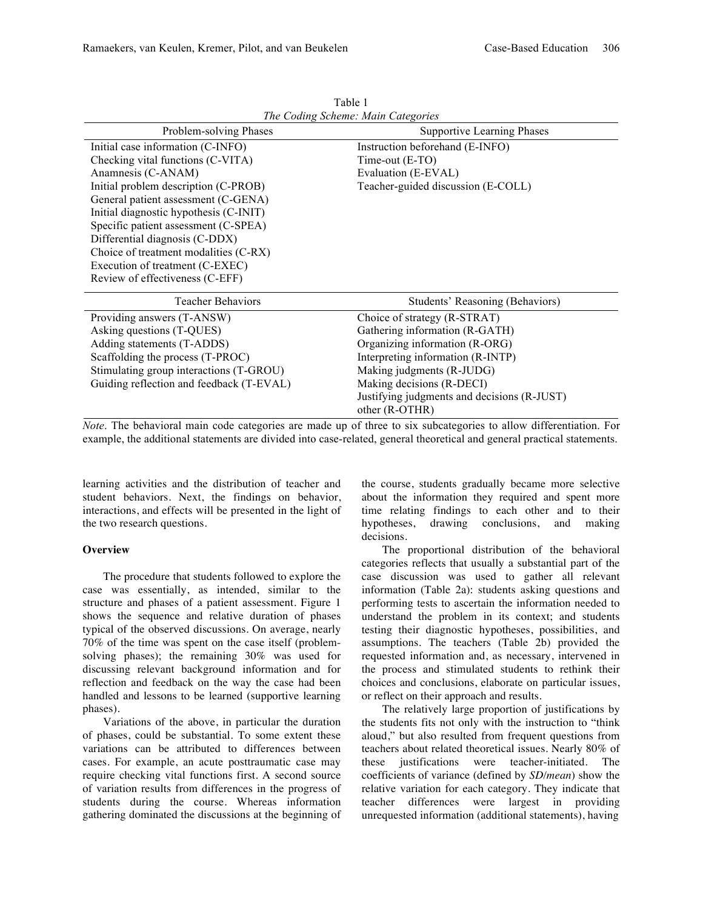Table 1
*The Coding Scheme: Main Categories*

| Problem-solving Phases | Supportive Learning Phases |
|---|---|
| Initial case information (C-INFO) | Instruction beforehand (E-INFO) |
| Checking vital functions (C-VITA) | Time-out (E-TO) |
| Anamnesis (C-ANAM) | Evaluation (E-EVAL) |
| Initial problem description (C-PROB) | Teacher-guided discussion (E-COLL) |
| General patient assessment (C-GENA) | |
| Initial diagnostic hypothesis (C-INIT) | |
| Specific patient assessment (C-SPEA) | |
| Differential diagnosis (C-DDX) | |
| Choice of treatment modalities (C-RX) | |
| Execution of treatment (C-EXEC) | |
| Review of effectiveness (C-EFF) | |
| **Teacher Behaviors** | **Students' Reasoning (Behaviors)** |
| Providing answers (T-ANSW) | Choice of strategy (R-STRAT) |
| Asking questions (T-QUES) | Gathering information (R-GATH) |
| Adding statements (T-ADDS) | Organizing information (R-ORG) |
| Scaffolding the process (T-PROC) | Interpreting information (R-INTP) |
| Stimulating group interactions (T-GROU) | Making judgments (R-JUDG) |
| Guiding reflection and feedback (T-EVAL) | Making decisions (R-DECI) |
| | Justifying judgments and decisions (R-JUST) |
| | other (R-OTHR) |

*Note.* The behavioral main code categories are made up of three to six subcategories to allow differentiation. For example, the additional statements are divided into case-related, general theoretical and general practical statements.

learning activities and the distribution of teacher and student behaviors. Next, the findings on behavior, interactions, and effects will be presented in the light of the two research questions.

### Overview

The procedure that students followed to explore the case was essentially, as intended, similar to the structure and phases of a patient assessment. Figure 1 shows the sequence and relative duration of phases typical of the observed discussions. On average, nearly 70% of the time was spent on the case itself (problem-solving phases); the remaining 30% was used for discussing relevant background information and for reflection and feedback on the way the case had been handled and lessons to be learned (supportive learning phases).

Variations of the above, in particular the duration of phases, could be substantial. To some extent these variations can be attributed to differences between cases. For example, an acute posttraumatic case may require checking vital functions first. A second source of variation results from differences in the progress of students during the course. Whereas information gathering dominated the discussions at the beginning of the course, students gradually became more selective about the information they required and spent more time relating findings to each other and to their hypotheses, drawing conclusions, and making decisions.

The proportional distribution of the behavioral categories reflects that usually a substantial part of the case discussion was used to gather all relevant information (Table 2a): students asking questions and performing tests to ascertain the information needed to understand the problem in its context; and students testing their diagnostic hypotheses, possibilities, and assumptions. The teachers (Table 2b) provided the requested information and, as necessary, intervened in the process and stimulated students to rethink their choices and conclusions, elaborate on particular issues, or reflect on their approach and results.

The relatively large proportion of justifications by the students fits not only with the instruction to "think aloud," but also resulted from frequent questions from teachers about related theoretical issues. Nearly 80% of these justifications were teacher-initiated. The coefficients of variance (defined by *SD*/*mean*) show the relative variation for each category. They indicate that teacher differences were largest in providing unrequested information (additional statements), having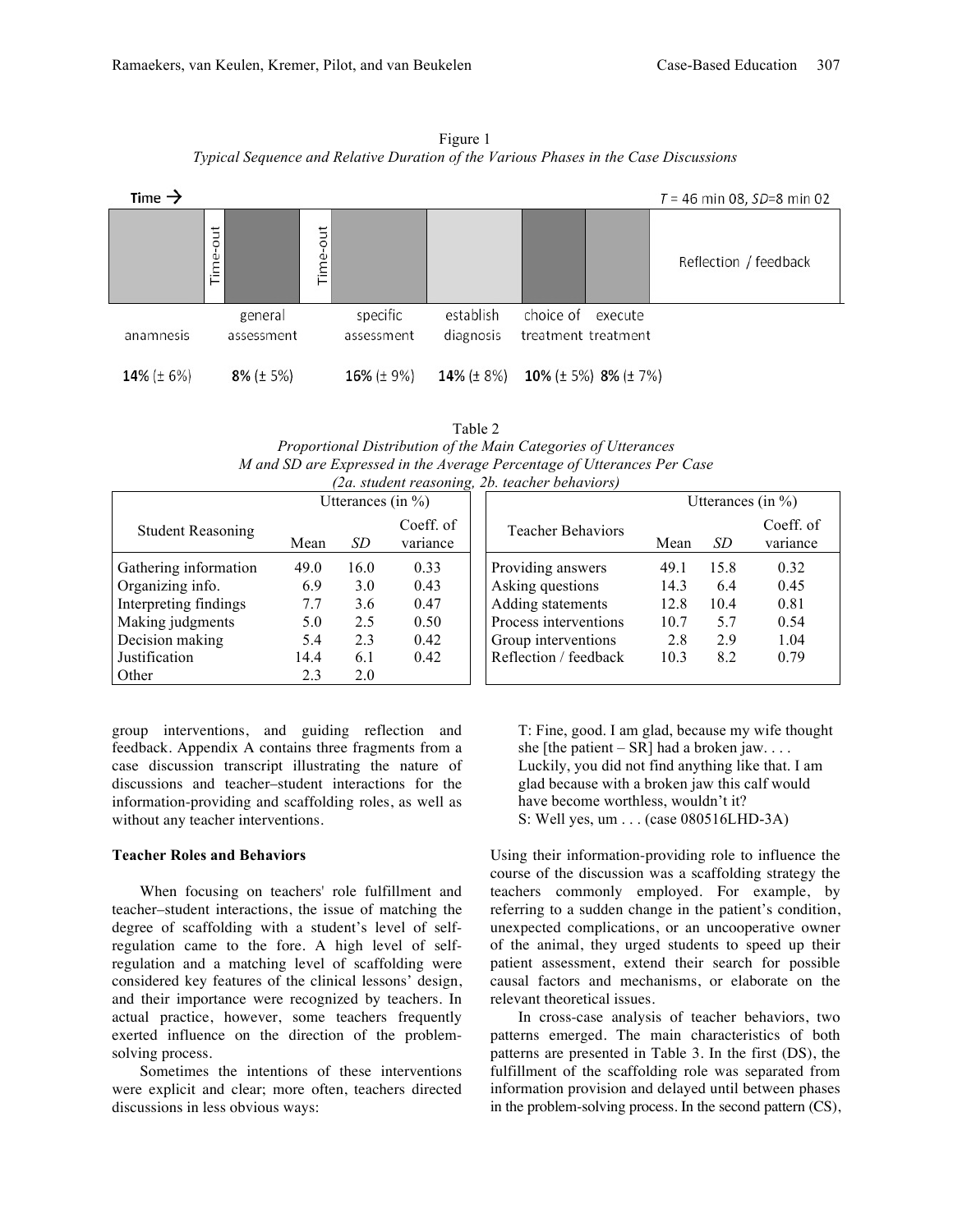Figure 1
*Typical Sequence and Relative Duration of the Various Phases in the Case Discussions*

Time → $T$ = 46 min 08, $SD$=8 min 02

| anamnesis | Time-out | general assessment | Time-out | specific assessment | establish diagnosis | choice of treatment | execute treatment | Reflection / feedback |
|---|---|---|---|---|---|---|---|---|
| **14%** (± 6%) | | **8%** (± 5%) | | **16%** (± 9%) | **14%** (± 8%) | **10%** (± 5%) | **8%** (± 7%) | |

Table 2
*Proportional Distribution of the Main Categories of Utterances*
*M and SD are Expressed in the Average Percentage of Utterances Per Case*
*(2a. student reasoning, 2b. teacher behaviors)*

| Student Reasoning | Utterances (in %) Mean | *SD* | Coeff. of variance |
|---|---|---|---|
| Gathering information | 49.0 | 16.0 | 0.33 |
| Organizing info. | 6.9 | 3.0 | 0.43 |
| Interpreting findings | 7.7 | 3.6 | 0.47 |
| Making judgments | 5.0 | 2.5 | 0.50 |
| Decision making | 5.4 | 2.3 | 0.42 |
| Justification | 14.4 | 6.1 | 0.42 |
| Other | 2.3 | 2.0 | |

| Teacher Behaviors | Utterances (in %) Mean | *SD* | Coeff. of variance |
|---|---|---|---|
| Providing answers | 49.1 | 15.8 | 0.32 |
| Asking questions | 14.3 | 6.4 | 0.45 |
| Adding statements | 12.8 | 10.4 | 0.81 |
| Process interventions | 10.7 | 5.7 | 0.54 |
| Group interventions | 2.8 | 2.9 | 1.04 |
| Reflection / feedback | 10.3 | 8.2 | 0.79 |

group interventions, and guiding reflection and feedback. Appendix A contains three fragments from a case discussion transcript illustrating the nature of discussions and teacher–student interactions for the information-providing and scaffolding roles, as well as without any teacher interventions.

### Teacher Roles and Behaviors

When focusing on teachers' role fulfillment and teacher–student interactions, the issue of matching the degree of scaffolding with a student's level of self-regulation came to the fore. A high level of self-regulation and a matching level of scaffolding were considered key features of the clinical lessons' design, and their importance were recognized by teachers. In actual practice, however, some teachers frequently exerted influence on the direction of the problem-solving process.

Sometimes the intentions of these interventions were explicit and clear; more often, teachers directed discussions in less obvious ways:

> T: Fine, good. I am glad, because my wife thought she [the patient – SR] had a broken jaw. . . . Luckily, you did not find anything like that. I am glad because with a broken jaw this calf would have become worthless, wouldn't it?
> S: Well yes, um . . . (case 080516LHD-3A)

Using their information-providing role to influence the course of the discussion was a scaffolding strategy the teachers commonly employed. For example, by referring to a sudden change in the patient's condition, unexpected complications, or an uncooperative owner of the animal, they urged students to speed up their patient assessment, extend their search for possible causal factors and mechanisms, or elaborate on the relevant theoretical issues.

In cross-case analysis of teacher behaviors, two patterns emerged. The main characteristics of both patterns are presented in Table 3. In the first (DS), the fulfillment of the scaffolding role was separated from information provision and delayed until between phases in the problem-solving process. In the second pattern (CS),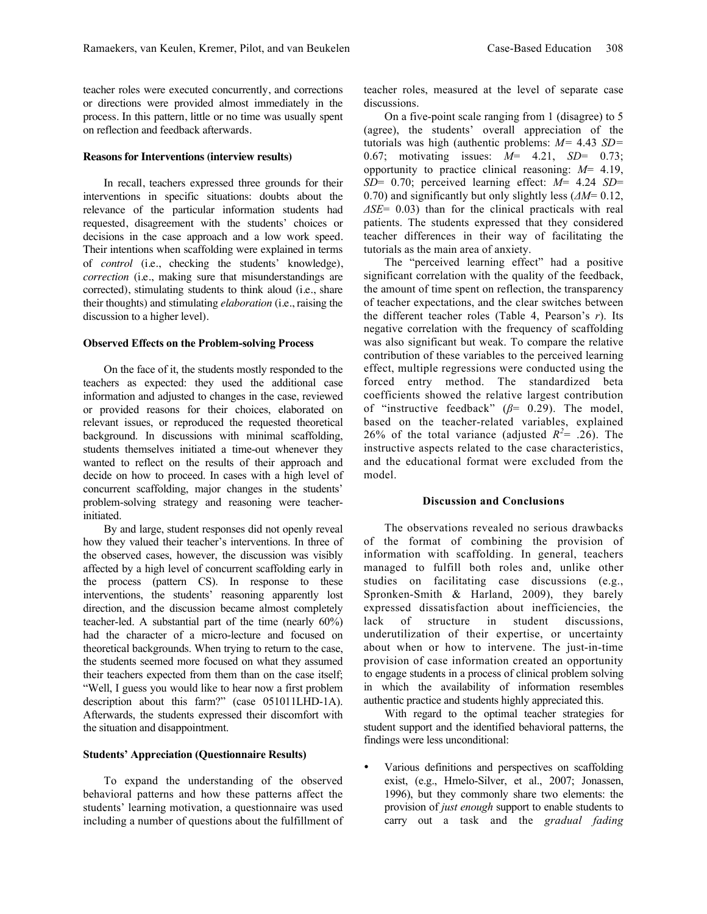teacher roles were executed concurrently, and corrections or directions were provided almost immediately in the process. In this pattern, little or no time was usually spent on reflection and feedback afterwards.

### Reasons for Interventions (interview results)

In recall, teachers expressed three grounds for their interventions in specific situations: doubts about the relevance of the particular information students had requested, disagreement with the students' choices or decisions in the case approach and a low work speed. Their intentions when scaffolding were explained in terms of *control* (i.e., checking the students' knowledge), *correction* (i.e., making sure that misunderstandings are corrected), stimulating students to think aloud (i.e., share their thoughts) and stimulating *elaboration* (i.e., raising the discussion to a higher level).

### Observed Effects on the Problem-solving Process

On the face of it, the students mostly responded to the teachers as expected: they used the additional case information and adjusted to changes in the case, reviewed or provided reasons for their choices, elaborated on relevant issues, or reproduced the requested theoretical background. In discussions with minimal scaffolding, students themselves initiated a time-out whenever they wanted to reflect on the results of their approach and decide on how to proceed. In cases with a high level of concurrent scaffolding, major changes in the students' problem-solving strategy and reasoning were teacher-initiated.

By and large, student responses did not openly reveal how they valued their teacher's interventions. In three of the observed cases, however, the discussion was visibly affected by a high level of concurrent scaffolding early in the process (pattern CS). In response to these interventions, the students' reasoning apparently lost direction, and the discussion became almost completely teacher-led. A substantial part of the time (nearly 60%) had the character of a micro-lecture and focused on theoretical backgrounds. When trying to return to the case, the students seemed more focused on what they assumed their teachers expected from them than on the case itself; "Well, I guess you would like to hear now a first problem description about this farm?" (case 051011LHD-1A). Afterwards, the students expressed their discomfort with the situation and disappointment.

### Students' Appreciation (Questionnaire Results)

To expand the understanding of the observed behavioral patterns and how these patterns affect the students' learning motivation, a questionnaire was used including a number of questions about the fulfillment of teacher roles, measured at the level of separate case discussions.

On a five-point scale ranging from 1 (disagree) to 5 (agree), the students' overall appreciation of the tutorials was high (authentic problems: $M$= 4.43 $SD$= 0.67; motivating issues: $M$= 4.21, $SD$= 0.73; opportunity to practice clinical reasoning: $M$= 4.19, $SD$= 0.70; perceived learning effect: $M$= 4.24 $SD$= 0.70) and significantly but only slightly less ($\Delta M$= 0.12, $\Delta SE$= 0.03) than for the clinical practicals with real patients. The students expressed that they considered teacher differences in their way of facilitating the tutorials as the main area of anxiety.

The "perceived learning effect" had a positive significant correlation with the quality of the feedback, the amount of time spent on reflection, the transparency of teacher expectations, and the clear switches between the different teacher roles (Table 4, Pearson's $r$). Its negative correlation with the frequency of scaffolding was also significant but weak. To compare the relative contribution of these variables to the perceived learning effect, multiple regressions were conducted using the forced entry method. The standardized beta coefficients showed the relative largest contribution of "instructive feedback" ($\beta$= 0.29). The model, based on the teacher-related variables, explained 26% of the total variance (adjusted $R^2$= .26). The instructive aspects related to the case characteristics, and the educational format were excluded from the model.

## Discussion and Conclusions

The observations revealed no serious drawbacks of the format of combining the provision of information with scaffolding. In general, teachers managed to fulfill both roles and, unlike other studies on facilitating case discussions (e.g., Spronken-Smith & Harland, 2009), they barely expressed dissatisfaction about inefficiencies, the lack of structure in student discussions, underutilization of their expertise, or uncertainty about when or how to intervene. The just-in-time provision of case information created an opportunity to engage students in a process of clinical problem solving in which the availability of information resembles authentic practice and students highly appreciated this.

With regard to the optimal teacher strategies for student support and the identified behavioral patterns, the findings were less unconditional:

- Various definitions and perspectives on scaffolding exist, (e.g., Hmelo-Silver, et al., 2007; Jonassen, 1996), but they commonly share two elements: the provision of *just enough* support to enable students to carry out a task and the *gradual fading*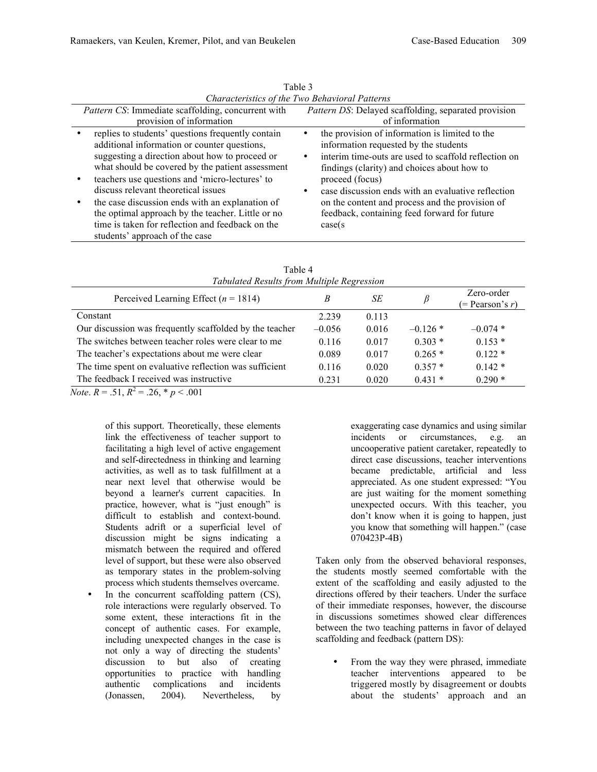Table 3

*Characteristics of the Two Behavioral Patterns*

| *Pattern CS*: Immediate scaffolding, concurrent with provision of information | *Pattern DS*: Delayed scaffolding, separated provision of information |
|---|---|
| • replies to students' questions frequently contain additional information or counter questions, suggesting a direction about how to proceed or what should be covered by the patient assessment<br>• teachers use questions and 'micro-lectures' to discuss relevant theoretical issues<br>• the case discussion ends with an explanation of the optimal approach by the teacher. Little or no time is taken for reflection and feedback on the students' approach of the case | • the provision of information is limited to the information requested by the students<br>• interim time-outs are used to scaffold reflection on findings (clarity) and choices about how to proceed (focus)<br>• case discussion ends with an evaluative reflection on the content and process and the provision of feedback, containing feed forward for future case(s |

Table 4

*Tabulated Results from Multiple Regression*

| Perceived Learning Effect ($n$ = 1814) | $B$ | $SE$ | $\beta$ | Zero-order (= Pearson's $r$) |
|---|---|---|---|---|
| Constant | 2.239 | 0.113 | | |
| Our discussion was frequently scaffolded by the teacher | –0.056 | 0.016 | –0.126 * | –0.074 * |
| The switches between teacher roles were clear to me | 0.116 | 0.017 | 0.303 * | 0.153 * |
| The teacher's expectations about me were clear | 0.089 | 0.017 | 0.265 * | 0.122 * |
| The time spent on evaluative reflection was sufficient | 0.116 | 0.020 | 0.357 * | 0.142 * |
| The feedback I received was instructive | 0.231 | 0.020 | 0.431 * | 0.290 * |

*Note*. $R$ = .51, $R^2$ = .26, * $p$ < .001

of this support. Theoretically, these elements link the effectiveness of teacher support to facilitating a high level of active engagement and self-directedness in thinking and learning activities, as well as to task fulfillment at a near next level that otherwise would be beyond a learner's current capacities. In practice, however, what is "just enough" is difficult to establish and context-bound. Students adrift or a superficial level of discussion might be signs indicating a mismatch between the required and offered level of support, but these were also observed as temporary states in the problem-solving process which students themselves overcame.

- In the concurrent scaffolding pattern (CS), role interactions were regularly observed. To some extent, these interactions fit in the concept of authentic cases. For example, including unexpected changes in the case is not only a way of directing the students' discussion to but also of creating opportunities to practice with handling authentic complications and incidents (Jonassen, 2004). Nevertheless, by exaggerating case dynamics and using similar incidents or circumstances, e.g. an uncooperative patient caretaker, repeatedly to direct case discussions, teacher interventions became predictable, artificial and less appreciated. As one student expressed: "You are just waiting for the moment something unexpected occurs. With this teacher, you don't know when it is going to happen, just you know that something will happen." (case 070423P-4B)

Taken only from the observed behavioral responses, the students mostly seemed comfortable with the extent of the scaffolding and easily adjusted to the directions offered by their teachers. Under the surface of their immediate responses, however, the discourse in discussions sometimes showed clear differences between the two teaching patterns in favor of delayed scaffolding and feedback (pattern DS):

- From the way they were phrased, immediate teacher interventions appeared to be triggered mostly by disagreement or doubts about the students' approach and an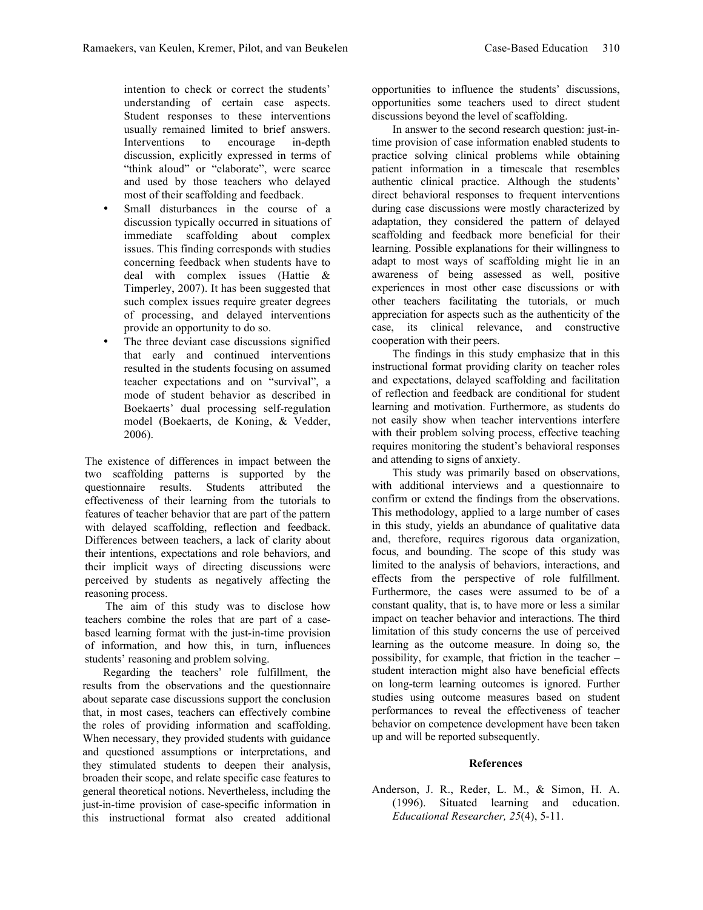intention to check or correct the students' understanding of certain case aspects. Student responses to these interventions usually remained limited to brief answers. Interventions to encourage in-depth discussion, explicitly expressed in terms of "think aloud" or "elaborate", were scarce and used by those teachers who delayed most of their scaffolding and feedback.

- Small disturbances in the course of a discussion typically occurred in situations of immediate scaffolding about complex issues. This finding corresponds with studies concerning feedback when students have to deal with complex issues (Hattie & Timperley, 2007). It has been suggested that such complex issues require greater degrees of processing, and delayed interventions provide an opportunity to do so.
- The three deviant case discussions signified that early and continued interventions resulted in the students focusing on assumed teacher expectations and on "survival", a mode of student behavior as described in Boekaerts' dual processing self-regulation model (Boekaerts, de Koning, & Vedder, 2006).

The existence of differences in impact between the two scaffolding patterns is supported by the questionnaire results. Students attributed the effectiveness of their learning from the tutorials to features of teacher behavior that are part of the pattern with delayed scaffolding, reflection and feedback. Differences between teachers, a lack of clarity about their intentions, expectations and role behaviors, and their implicit ways of directing discussions were perceived by students as negatively affecting the reasoning process.

The aim of this study was to disclose how teachers combine the roles that are part of a case-based learning format with the just-in-time provision of information, and how this, in turn, influences students' reasoning and problem solving.

Regarding the teachers' role fulfillment, the results from the observations and the questionnaire about separate case discussions support the conclusion that, in most cases, teachers can effectively combine the roles of providing information and scaffolding. When necessary, they provided students with guidance and questioned assumptions or interpretations, and they stimulated students to deepen their analysis, broaden their scope, and relate specific case features to general theoretical notions. Nevertheless, including the just-in-time provision of case-specific information in this instructional format also created additional opportunities to influence the students' discussions, opportunities some teachers used to direct student discussions beyond the level of scaffolding.

In answer to the second research question: just-in-time provision of case information enabled students to practice solving clinical problems while obtaining patient information in a timescale that resembles authentic clinical practice. Although the students' direct behavioral responses to frequent interventions during case discussions were mostly characterized by adaptation, they considered the pattern of delayed scaffolding and feedback more beneficial for their learning. Possible explanations for their willingness to adapt to most ways of scaffolding might lie in an awareness of being assessed as well, positive experiences in most other case discussions or with other teachers facilitating the tutorials, or much appreciation for aspects such as the authenticity of the case, its clinical relevance, and constructive cooperation with their peers.

The findings in this study emphasize that in this instructional format providing clarity on teacher roles and expectations, delayed scaffolding and facilitation of reflection and feedback are conditional for student learning and motivation. Furthermore, as students do not easily show when teacher interventions interfere with their problem solving process, effective teaching requires monitoring the student's behavioral responses and attending to signs of anxiety.

This study was primarily based on observations, with additional interviews and a questionnaire to confirm or extend the findings from the observations. This methodology, applied to a large number of cases in this study, yields an abundance of qualitative data and, therefore, requires rigorous data organization, focus, and bounding. The scope of this study was limited to the analysis of behaviors, interactions, and effects from the perspective of role fulfillment. Furthermore, the cases were assumed to be of a constant quality, that is, to have more or less a similar impact on teacher behavior and interactions. The third limitation of this study concerns the use of perceived learning as the outcome measure. In doing so, the possibility, for example, that friction in the teacher – student interaction might also have beneficial effects on long-term learning outcomes is ignored. Further studies using outcome measures based on student performances to reveal the effectiveness of teacher behavior on competence development have been taken up and will be reported subsequently.

## References

Anderson, J. R., Reder, L. M., & Simon, H. A. (1996). Situated learning and education. *Educational Researcher, 25*(4), 5-11.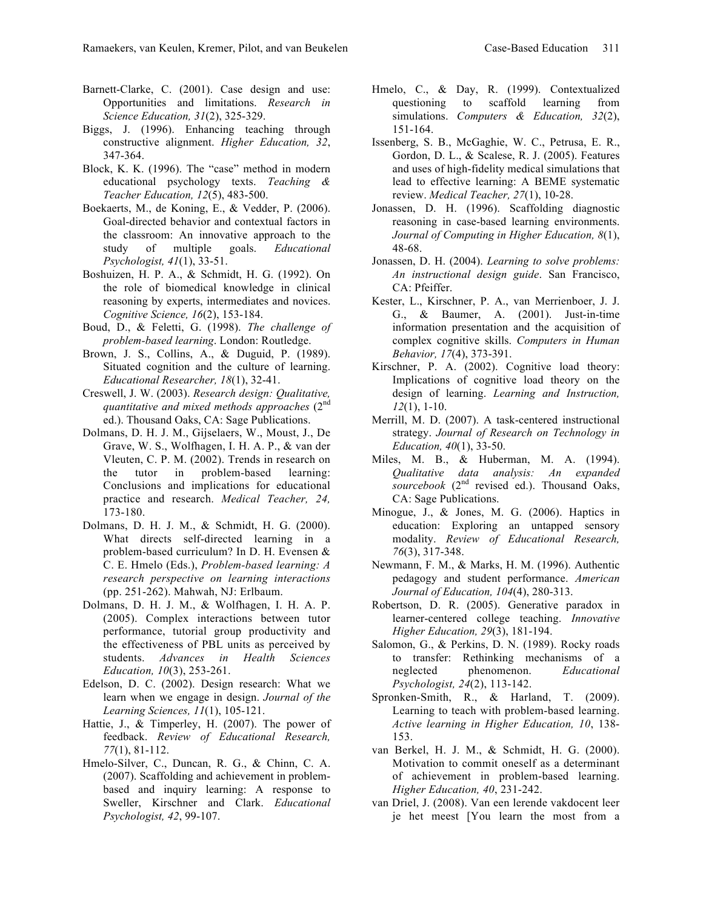Barnett-Clarke, C. (2001). Case design and use: Opportunities and limitations. *Research in Science Education, 31*(2), 325-329.

Biggs, J. (1996). Enhancing teaching through constructive alignment. *Higher Education, 32*, 347-364.

Block, K. K. (1996). The "case" method in modern educational psychology texts. *Teaching & Teacher Education, 12*(5), 483-500.

Boekaerts, M., de Koning, E., & Vedder, P. (2006). Goal-directed behavior and contextual factors in the classroom: An innovative approach to the study of multiple goals. *Educational Psychologist, 41*(1), 33-51.

Boshuizen, H. P. A., & Schmidt, H. G. (1992). On the role of biomedical knowledge in clinical reasoning by experts, intermediates and novices. *Cognitive Science, 16*(2), 153-184.

Boud, D., & Feletti, G. (1998). *The challenge of problem-based learning*. London: Routledge.

Brown, J. S., Collins, A., & Duguid, P. (1989). Situated cognition and the culture of learning. *Educational Researcher, 18*(1), 32-41.

Creswell, J. W. (2003). *Research design: Qualitative, quantitative and mixed methods approaches* (2nd ed.). Thousand Oaks, CA: Sage Publications.

Dolmans, D. H. J. M., Gijselaers, W., Moust, J., De Grave, W. S., Wolfhagen, I. H. A. P., & van der Vleuten, C. P. M. (2002). Trends in research on the tutor in problem-based learning: Conclusions and implications for educational practice and research. *Medical Teacher, 24,* 173-180.

Dolmans, D. H. J. M., & Schmidt, H. G. (2000). What directs self-directed learning in a problem-based curriculum? In D. H. Evensen & C. E. Hmelo (Eds.), *Problem-based learning: A research perspective on learning interactions* (pp. 251-262). Mahwah, NJ: Erlbaum.

Dolmans, D. H. J. M., & Wolfhagen, I. H. A. P. (2005). Complex interactions between tutor performance, tutorial group productivity and the effectiveness of PBL units as perceived by students. *Advances in Health Sciences Education, 10*(3), 253-261.

Edelson, D. C. (2002). Design research: What we learn when we engage in design. *Journal of the Learning Sciences, 11*(1), 105-121.

Hattie, J., & Timperley, H. (2007). The power of feedback. *Review of Educational Research, 77*(1), 81-112.

Hmelo-Silver, C., Duncan, R. G., & Chinn, C. A. (2007). Scaffolding and achievement in problem-based and inquiry learning: A response to Sweller, Kirschner and Clark. *Educational Psychologist, 42*, 99-107.

Hmelo, C., & Day, R. (1999). Contextualized questioning to scaffold learning from simulations. *Computers & Education, 32*(2), 151-164.

Issenberg, S. B., McGaghie, W. C., Petrusa, E. R., Gordon, D. L., & Scalese, R. J. (2005). Features and uses of high-fidelity medical simulations that lead to effective learning: A BEME systematic review. *Medical Teacher, 27*(1), 10-28.

Jonassen, D. H. (1996). Scaffolding diagnostic reasoning in case-based learning environments. *Journal of Computing in Higher Education, 8*(1), 48-68.

Jonassen, D. H. (2004). *Learning to solve problems: An instructional design guide*. San Francisco, CA: Pfeiffer.

Kester, L., Kirschner, P. A., van Merrienboer, J. J. G., & Baumer, A. (2001). Just-in-time information presentation and the acquisition of complex cognitive skills. *Computers in Human Behavior, 17*(4), 373-391.

Kirschner, P. A. (2002). Cognitive load theory: Implications of cognitive load theory on the design of learning. *Learning and Instruction, 12*(1), 1-10.

Merrill, M. D. (2007). A task-centered instructional strategy. *Journal of Research on Technology in Education, 40*(1), 33-50.

Miles, M. B., & Huberman, M. A. (1994). *Qualitative data analysis: An expanded sourcebook* (2nd revised ed.). Thousand Oaks, CA: Sage Publications.

Minogue, J., & Jones, M. G. (2006). Haptics in education: Exploring an untapped sensory modality. *Review of Educational Research, 76*(3), 317-348.

Newmann, F. M., & Marks, H. M. (1996). Authentic pedagogy and student performance. *American Journal of Education, 104*(4), 280-313.

Robertson, D. R. (2005). Generative paradox in learner-centered college teaching. *Innovative Higher Education, 29*(3), 181-194.

Salomon, G., & Perkins, D. N. (1989). Rocky roads to transfer: Rethinking mechanisms of a neglected phenomenon. *Educational Psychologist, 24*(2), 113-142.

Spronken-Smith, R., & Harland, T. (2009). Learning to teach with problem-based learning. *Active learning in Higher Education, 10*, 138-153.

van Berkel, H. J. M., & Schmidt, H. G. (2000). Motivation to commit oneself as a determinant of achievement in problem-based learning. *Higher Education, 40*, 231-242.

van Driel, J. (2008). Van een lerende vakdocent leer je het meest [You learn the most from a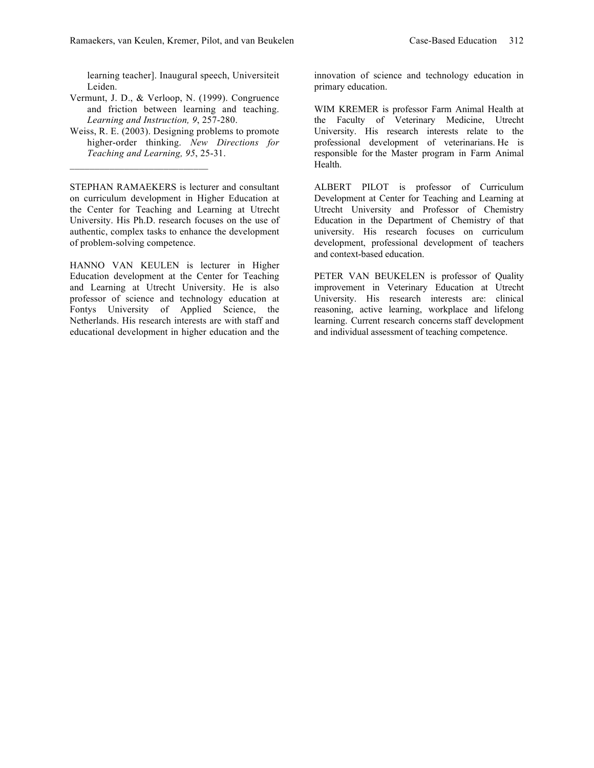learning teacher]. Inaugural speech, Universiteit Leiden.

Vermunt, J. D., & Verloop, N. (1999). Congruence and friction between learning and teaching. *Learning and Instruction, 9*, 257-280.

Weiss, R. E. (2003). Designing problems to promote higher-order thinking. *New Directions for Teaching and Learning, 95*, 25-31.

---

STEPHAN RAMAEKERS is lecturer and consultant on curriculum development in Higher Education at the Center for Teaching and Learning at Utrecht University. His Ph.D. research focuses on the use of authentic, complex tasks to enhance the development of problem-solving competence.

HANNO VAN KEULEN is lecturer in Higher Education development at the Center for Teaching and Learning at Utrecht University. He is also professor of science and technology education at Fontys University of Applied Science, the Netherlands. His research interests are with staff and educational development in higher education and the innovation of science and technology education in primary education.

WIM KREMER is professor Farm Animal Health at the Faculty of Veterinary Medicine, Utrecht University. His research interests relate to the professional development of veterinarians. He is responsible for the Master program in Farm Animal Health.

ALBERT PILOT is professor of Curriculum Development at Center for Teaching and Learning at Utrecht University and Professor of Chemistry Education in the Department of Chemistry of that university. His research focuses on curriculum development, professional development of teachers and context-based education.

PETER VAN BEUKELEN is professor of Quality improvement in Veterinary Education at Utrecht University. His research interests are: clinical reasoning, active learning, workplace and lifelong learning. Current research concerns staff development and individual assessment of teaching competence.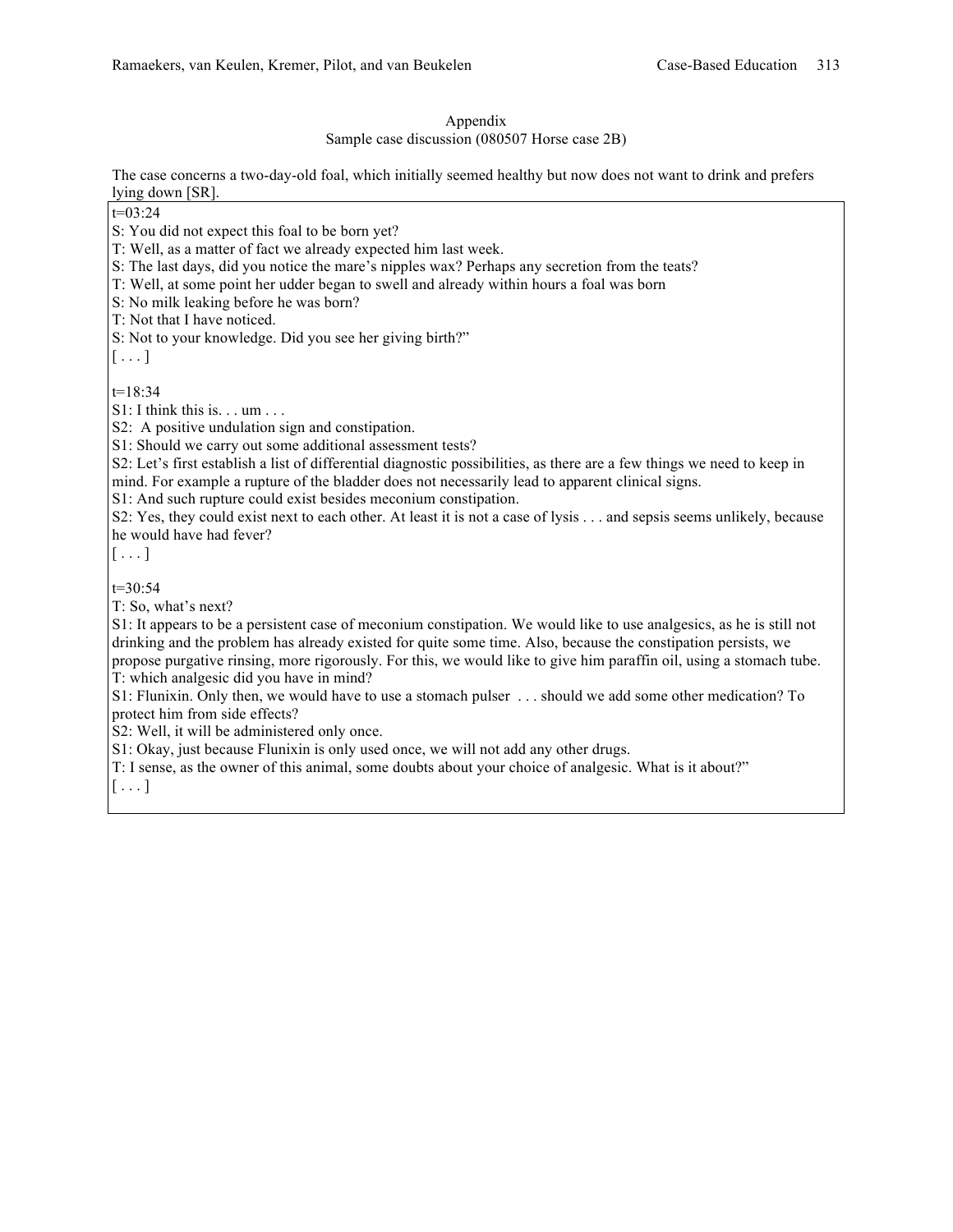# Appendix

## Sample case discussion (080507 Horse case 2B)

The case concerns a two-day-old foal, which initially seemed healthy but now does not want to drink and prefers lying down [SR].

t=03:24

S: You did not expect this foal to be born yet?

T: Well, as a matter of fact we already expected him last week.

S: The last days, did you notice the mare's nipples wax? Perhaps any secretion from the teats?

T: Well, at some point her udder began to swell and already within hours a foal was born

S: No milk leaking before he was born?

T: Not that I have noticed.

S: Not to your knowledge. Did you see her giving birth?"

[ . . . ]

t=18:34

S1: I think this is. . . um . . .

S2: A positive undulation sign and constipation.

S1: Should we carry out some additional assessment tests?

S2: Let's first establish a list of differential diagnostic possibilities, as there are a few things we need to keep in mind. For example a rupture of the bladder does not necessarily lead to apparent clinical signs.

S1: And such rupture could exist besides meconium constipation.

S2: Yes, they could exist next to each other. At least it is not a case of lysis . . . and sepsis seems unlikely, because he would have had fever?

[ . . . ]

t=30:54

T: So, what's next?

S1: It appears to be a persistent case of meconium constipation. We would like to use analgesics, as he is still not drinking and the problem has already existed for quite some time. Also, because the constipation persists, we propose purgative rinsing, more rigorously. For this, we would like to give him paraffin oil, using a stomach tube.

T: which analgesic did you have in mind?

S1: Flunixin. Only then, we would have to use a stomach pulser . . . should we add some other medication? To protect him from side effects?

S2: Well, it will be administered only once.

S1: Okay, just because Flunixin is only used once, we will not add any other drugs.

T: I sense, as the owner of this animal, some doubts about your choice of analgesic. What is it about?"

[ . . . ]